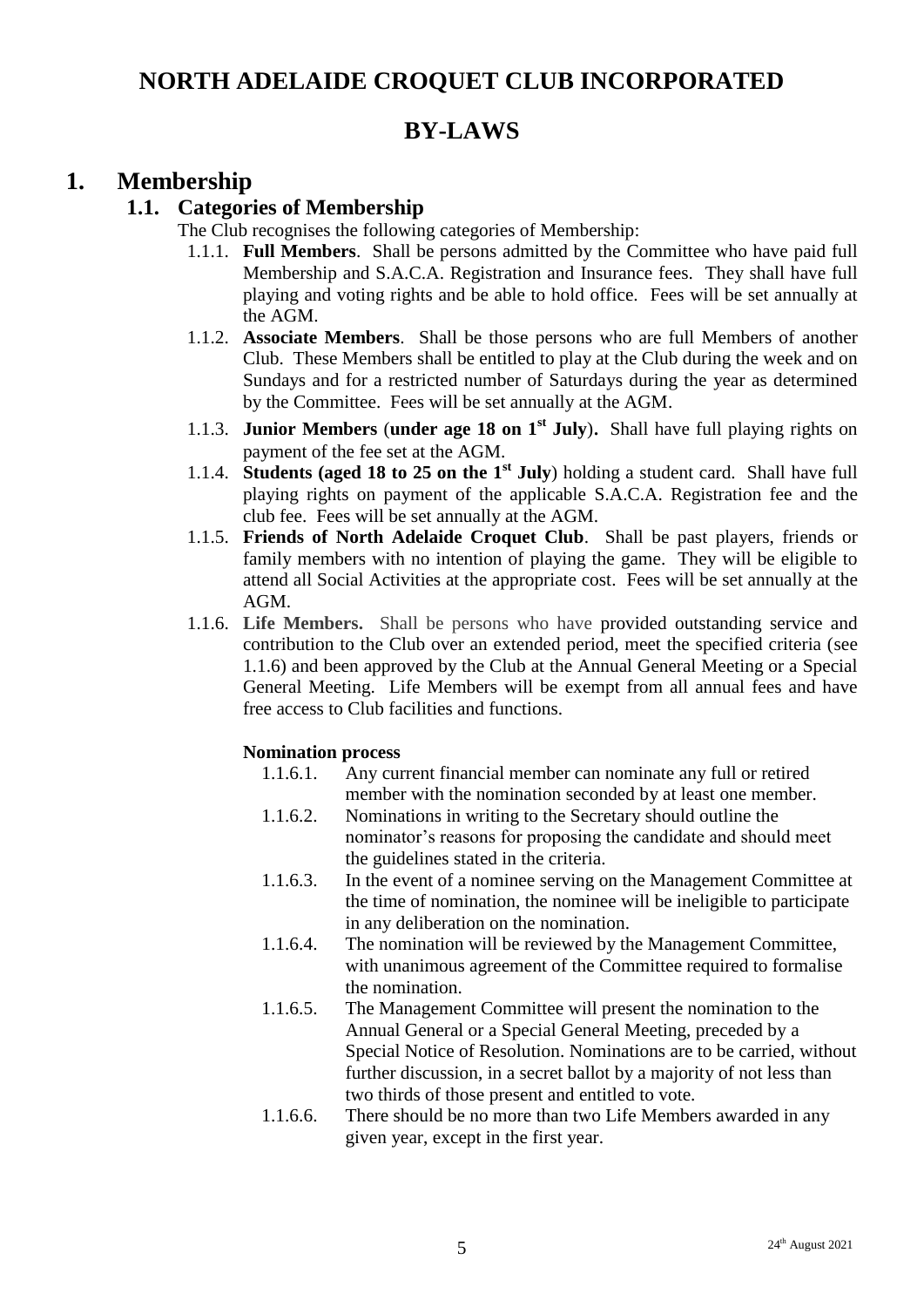# NORTH ADELAIDE CROQUET CLUB INCORPORATED

# BY-LAWS

## 1. Membership

### 1.1. Categories of Membership

The Club recognises the following categories of Membership:

- 1.1.1. **Full Members**. Shall be persons admitted by the Committee who have paid full Membership and S.A.C.A. Registration and Insurance fees. They shall have full playing and voting rights and be able to hold office. Fees will be set annually at the AGM.
- 1.1.2. **Associate Members**. Shall be those persons who are full Members of another Club. These Members shall be entitled to play at the Club during the week and on Sundays and for a restricted number of Saturdays during the year as determined by the Committee. Fees will be set annually at the AGM.
- 1.1.3. **Junior Members** (**under age 18 on 1st July**). Shall have full playing rights on payment of the fee set at the AGM.
- 1.1.4. **Students (aged 18 to 25 on the 1st July**) holding a student card. Shall have full playing rights on payment of the applicable S.A.C.A. Registration fee and the club fee. Fees will be set annually at the AGM.
- 1.1.5. **Friends of North Adelaide Croquet Club**. Shall be past players, friends or family members with no intention of playing the game. They will be eligible to attend all Social Activities at the appropriate cost. Fees will be set annually at the AGM.
- 1.1.6. **Life Members.** Shall be persons who have provided outstanding service and contribution to the Club over an extended period, meet the specified criteria (see 1.1.6) and been approved by the Club at the Annual General Meeting or a Special General Meeting. Life Members will be exempt from all annual fees and have free access to Club facilities and functions.

**Nomination process**

- 1.1.6.1. Any current financial member can nominate any full or retired member with the nomination seconded by at least one member.
- 1.1.6.2. Nominations in writing to the Secretary should outline the nominator's reasons for proposing the candidate and should meet the guidelines stated in the criteria.
- 1.1.6.3. In the event of a nominee serving on the Management Committee at the time of nomination, the nominee will be ineligible to participate in any deliberation on the nomination.
- 1.1.6.4. The nomination will be reviewed by the Management Committee, with unanimous agreement of the Committee required to formalise the nomination.
- 1.1.6.5. The Management Committee will present the nomination to the Annual General or a Special General Meeting, preceded by a Special Notice of Resolution. Nominations are to be carried, without further discussion, in a secret ballot by a majority of not less than two thirds of those present and entitled to vote.
- 1.1.6.6. There should be no more than two Life Members awarded in any given year, except in the first year.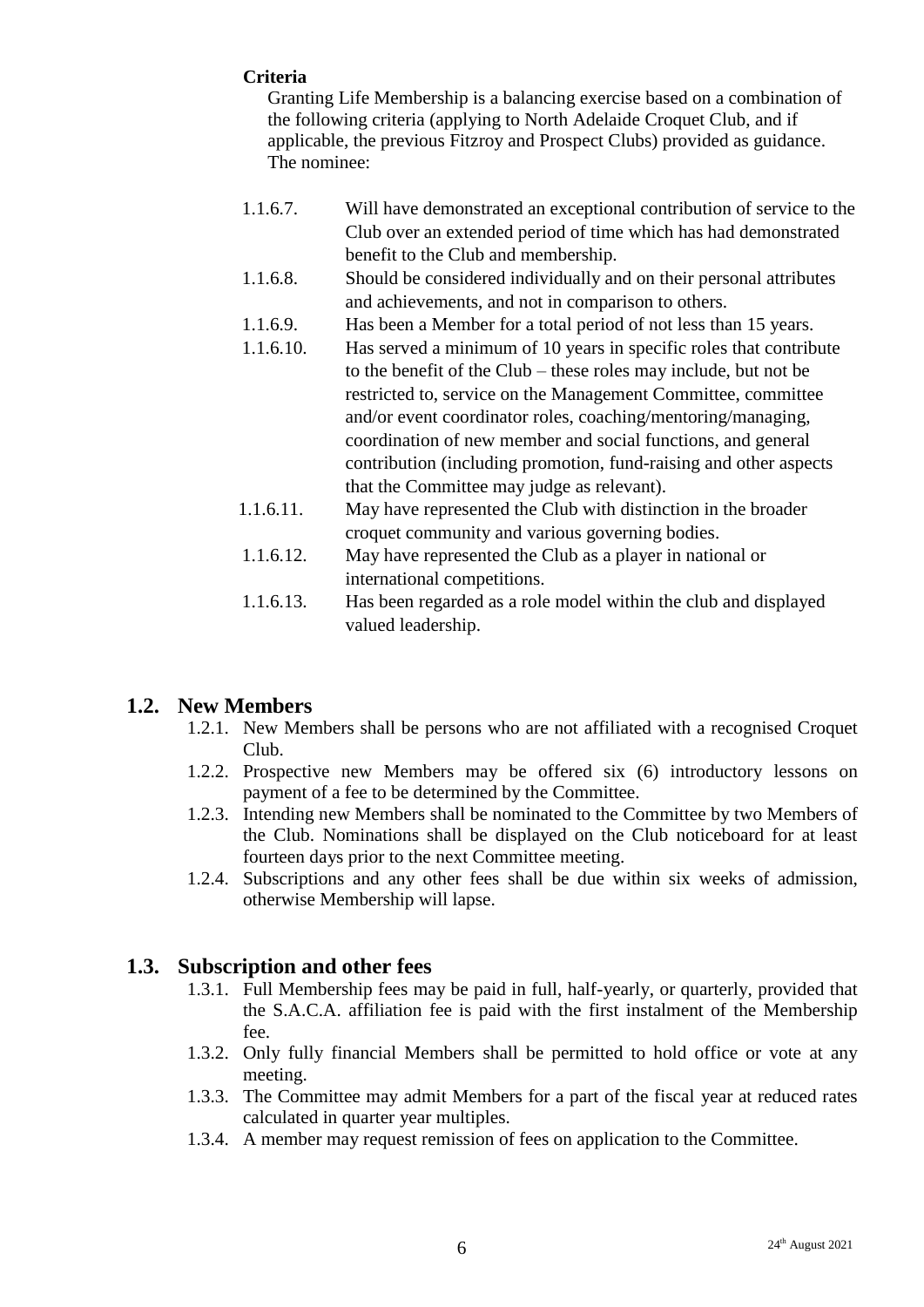**Criteria**

Granting Life Membership is a balancing exercise based on a combination of the following criteria (applying to North Adelaide Croquet Club, and if applicable, the previous Fitzroy and Prospect Clubs) provided as guidance. The nominee:

- 1.1.6.7. Will have demonstrated an exceptional contribution of service to the Club over an extended period of time which has had demonstrated benefit to the Club and membership.
- 1.1.6.8. Should be considered individually and on their personal attributes and achievements, and not in comparison to others.
- 1.1.6.9. Has been a Member for a total period of not less than 15 years.
- 1.1.6.10. Has served a minimum of 10 years in specific roles that contribute to the benefit of the Club – these roles may include, but not be restricted to, service on the Management Committee, committee and/or event coordinator roles, coaching/mentoring/managing, coordination of new member and social functions, and general contribution (including promotion, fund-raising and other aspects that the Committee may judge as relevant).
- 1.1.6.11. May have represented the Club with distinction in the broader croquet community and various governing bodies.
- 1.1.6.12. May have represented the Club as a player in national or international competitions.
- 1.1.6.13. Has been regarded as a role model within the club and displayed valued leadership.

## 1.2. New Members

- 1.2.1. New Members shall be persons who are not affiliated with a recognised Croquet Club.
- 1.2.2. Prospective new Members may be offered six (6) introductory lessons on payment of a fee to be determined by the Committee.
- 1.2.3. Intending new Members shall be nominated to the Committee by two Members of the Club. Nominations shall be displayed on the Club noticeboard for at least fourteen days prior to the next Committee meeting.
- 1.2.4. Subscriptions and any other fees shall be due within six weeks of admission, otherwise Membership will lapse.

## 1.3. Subscription and other fees

- 1.3.1. Full Membership fees may be paid in full, half-yearly, or quarterly, provided that the S.A.C.A. affiliation fee is paid with the first instalment of the Membership fee.
- 1.3.2. Only fully financial Members shall be permitted to hold office or vote at any meeting.
- 1.3.3. The Committee may admit Members for a part of the fiscal year at reduced rates calculated in quarter year multiples.
- 1.3.4. A member may request remission of fees on application to the Committee.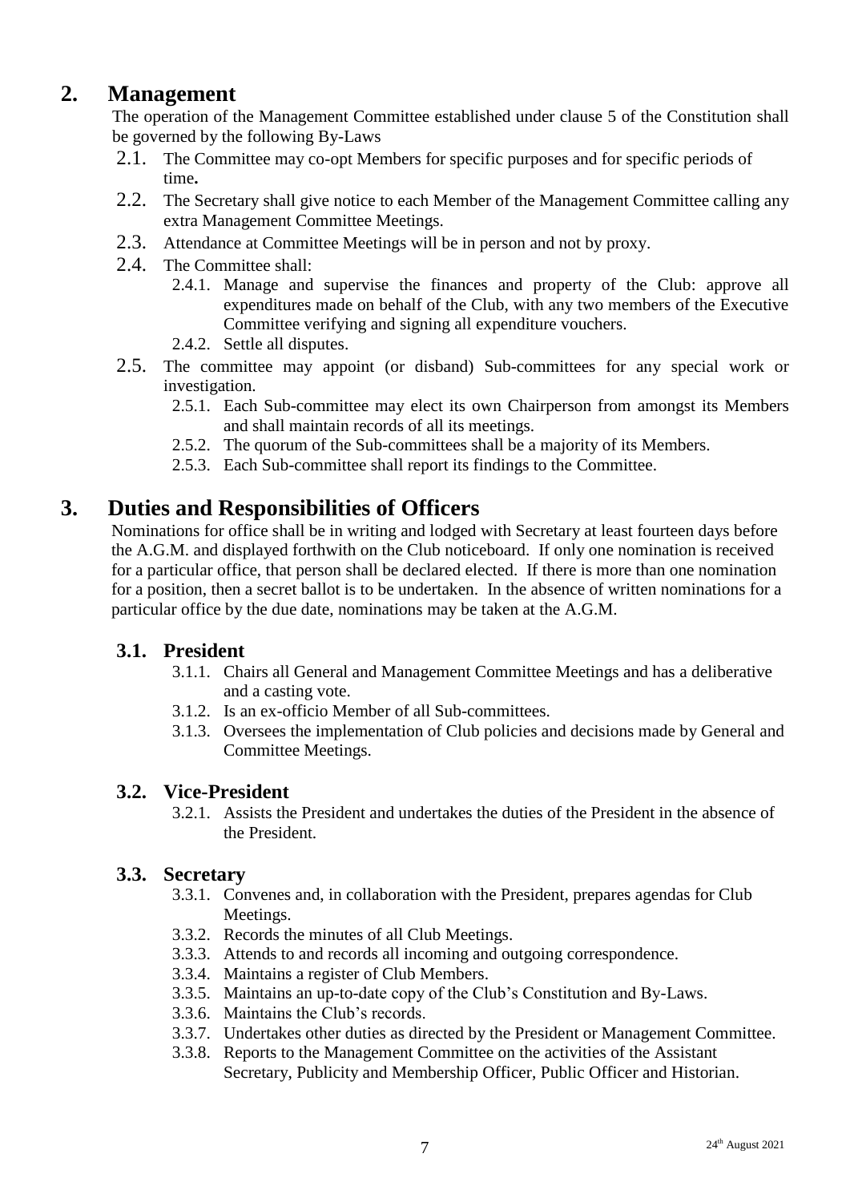## 2. Management

The operation of the Management Committee established under clause 5 of the Constitution shall be governed by the following By-Laws

- 2.1. The Committee may co-opt Members for specific purposes and for specific periods of time**.**
- 2.2. The Secretary shall give notice to each Member of the Management Committee calling any extra Management Committee Meetings.
- 2.3. Attendance at Committee Meetings will be in person and not by proxy.
- 2.4. The Committee shall:
  - 2.4.1. Manage and supervise the finances and property of the Club: approve all expenditures made on behalf of the Club, with any two members of the Executive Committee verifying and signing all expenditure vouchers.
  - 2.4.2. Settle all disputes.
- 2.5. The committee may appoint (or disband) Sub-committees for any special work or investigation.
  - 2.5.1. Each Sub-committee may elect its own Chairperson from amongst its Members and shall maintain records of all its meetings.
  - 2.5.2. The quorum of the Sub-committees shall be a majority of its Members.
  - 2.5.3. Each Sub-committee shall report its findings to the Committee.

## 3. Duties and Responsibilities of Officers

Nominations for office shall be in writing and lodged with Secretary at least fourteen days before the A.G.M. and displayed forthwith on the Club noticeboard. If only one nomination is received for a particular office, that person shall be declared elected. If there is more than one nomination for a position, then a secret ballot is to be undertaken. In the absence of written nominations for a particular office by the due date, nominations may be taken at the A.G.M.

### 3.1. President

- 3.1.1. Chairs all General and Management Committee Meetings and has a deliberative and a casting vote.
- 3.1.2. Is an ex-officio Member of all Sub-committees.
- 3.1.3. Oversees the implementation of Club policies and decisions made by General and Committee Meetings.

### 3.2. Vice-President

- 3.2.1. Assists the President and undertakes the duties of the President in the absence of the President.

### 3.3. Secretary

- 3.3.1. Convenes and, in collaboration with the President, prepares agendas for Club Meetings.
- 3.3.2. Records the minutes of all Club Meetings.
- 3.3.3. Attends to and records all incoming and outgoing correspondence.
- 3.3.4. Maintains a register of Club Members.
- 3.3.5. Maintains an up-to-date copy of the Club's Constitution and By-Laws.
- 3.3.6. Maintains the Club's records.
- 3.3.7. Undertakes other duties as directed by the President or Management Committee.
- 3.3.8. Reports to the Management Committee on the activities of the Assistant Secretary, Publicity and Membership Officer, Public Officer and Historian.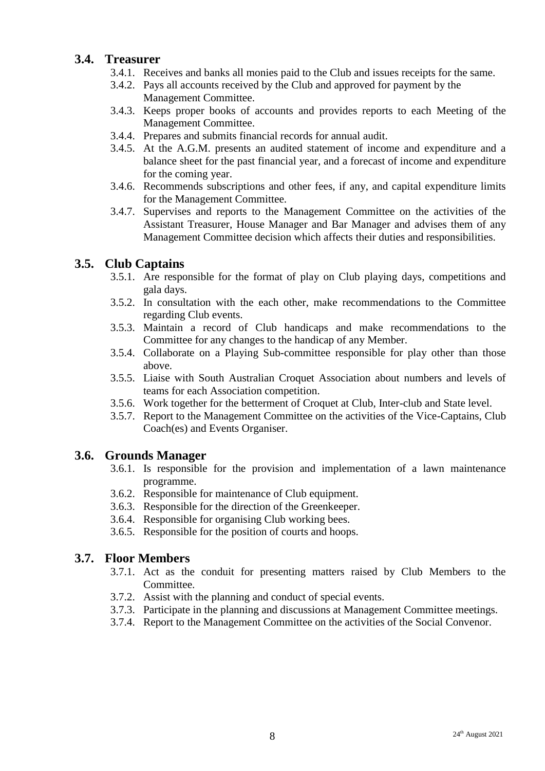## 3.4. Treasurer

- 3.4.1. Receives and banks all monies paid to the Club and issues receipts for the same.
- 3.4.2. Pays all accounts received by the Club and approved for payment by the Management Committee.
- 3.4.3. Keeps proper books of accounts and provides reports to each Meeting of the Management Committee.
- 3.4.4. Prepares and submits financial records for annual audit.
- 3.4.5. At the A.G.M. presents an audited statement of income and expenditure and a balance sheet for the past financial year, and a forecast of income and expenditure for the coming year.
- 3.4.6. Recommends subscriptions and other fees, if any, and capital expenditure limits for the Management Committee.
- 3.4.7. Supervises and reports to the Management Committee on the activities of the Assistant Treasurer, House Manager and Bar Manager and advises them of any Management Committee decision which affects their duties and responsibilities.

## 3.5. Club Captains

- 3.5.1. Are responsible for the format of play on Club playing days, competitions and gala days.
- 3.5.2. In consultation with the each other, make recommendations to the Committee regarding Club events.
- 3.5.3. Maintain a record of Club handicaps and make recommendations to the Committee for any changes to the handicap of any Member.
- 3.5.4. Collaborate on a Playing Sub-committee responsible for play other than those above.
- 3.5.5. Liaise with South Australian Croquet Association about numbers and levels of teams for each Association competition.
- 3.5.6. Work together for the betterment of Croquet at Club, Inter-club and State level.
- 3.5.7. Report to the Management Committee on the activities of the Vice-Captains, Club Coach(es) and Events Organiser.

## 3.6. Grounds Manager

- 3.6.1. Is responsible for the provision and implementation of a lawn maintenance programme.
- 3.6.2. Responsible for maintenance of Club equipment.
- 3.6.3. Responsible for the direction of the Greenkeeper.
- 3.6.4. Responsible for organising Club working bees.
- 3.6.5. Responsible for the position of courts and hoops.

## 3.7. Floor Members

- 3.7.1. Act as the conduit for presenting matters raised by Club Members to the Committee.
- 3.7.2. Assist with the planning and conduct of special events.
- 3.7.3. Participate in the planning and discussions at Management Committee meetings.
- 3.7.4. Report to the Management Committee on the activities of the Social Convenor.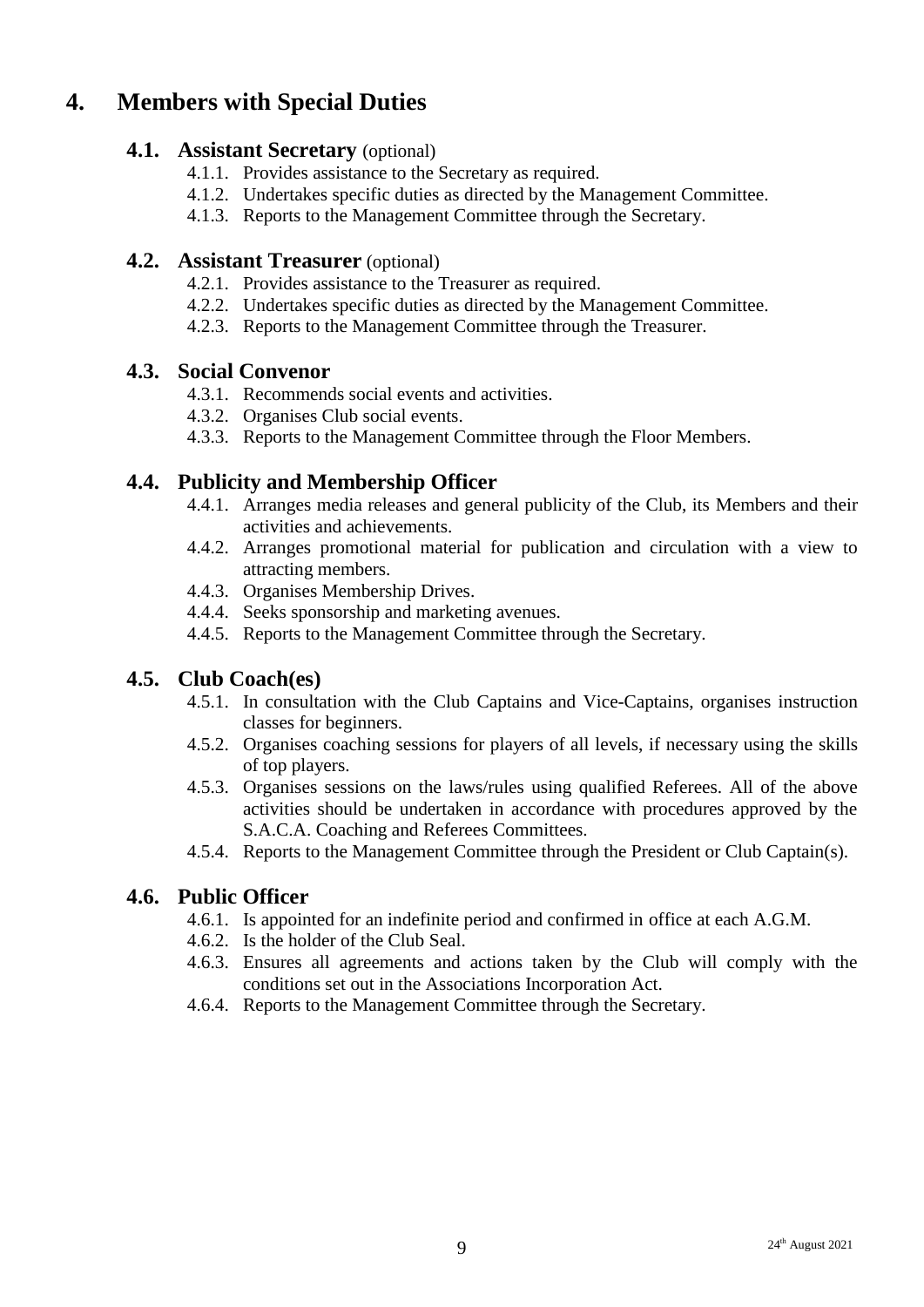# 4. Members with Special Duties

## 4.1. Assistant Secretary (optional)

- 4.1.1. Provides assistance to the Secretary as required.
- 4.1.2. Undertakes specific duties as directed by the Management Committee.
- 4.1.3. Reports to the Management Committee through the Secretary.

## 4.2. Assistant Treasurer (optional)

- 4.2.1. Provides assistance to the Treasurer as required.
- 4.2.2. Undertakes specific duties as directed by the Management Committee.
- 4.2.3. Reports to the Management Committee through the Treasurer.

## 4.3. Social Convenor

- 4.3.1. Recommends social events and activities.
- 4.3.2. Organises Club social events.
- 4.3.3. Reports to the Management Committee through the Floor Members.

## 4.4. Publicity and Membership Officer

- 4.4.1. Arranges media releases and general publicity of the Club, its Members and their activities and achievements.
- 4.4.2. Arranges promotional material for publication and circulation with a view to attracting members.
- 4.4.3. Organises Membership Drives.
- 4.4.4. Seeks sponsorship and marketing avenues.
- 4.4.5. Reports to the Management Committee through the Secretary.

## 4.5. Club Coach(es)

- 4.5.1. In consultation with the Club Captains and Vice-Captains, organises instruction classes for beginners.
- 4.5.2. Organises coaching sessions for players of all levels, if necessary using the skills of top players.
- 4.5.3. Organises sessions on the laws/rules using qualified Referees. All of the above activities should be undertaken in accordance with procedures approved by the S.A.C.A. Coaching and Referees Committees.
- 4.5.4. Reports to the Management Committee through the President or Club Captain(s).

## 4.6. Public Officer

- 4.6.1. Is appointed for an indefinite period and confirmed in office at each A.G.M.
- 4.6.2. Is the holder of the Club Seal.
- 4.6.3. Ensures all agreements and actions taken by the Club will comply with the conditions set out in the Associations Incorporation Act.
- 4.6.4. Reports to the Management Committee through the Secretary.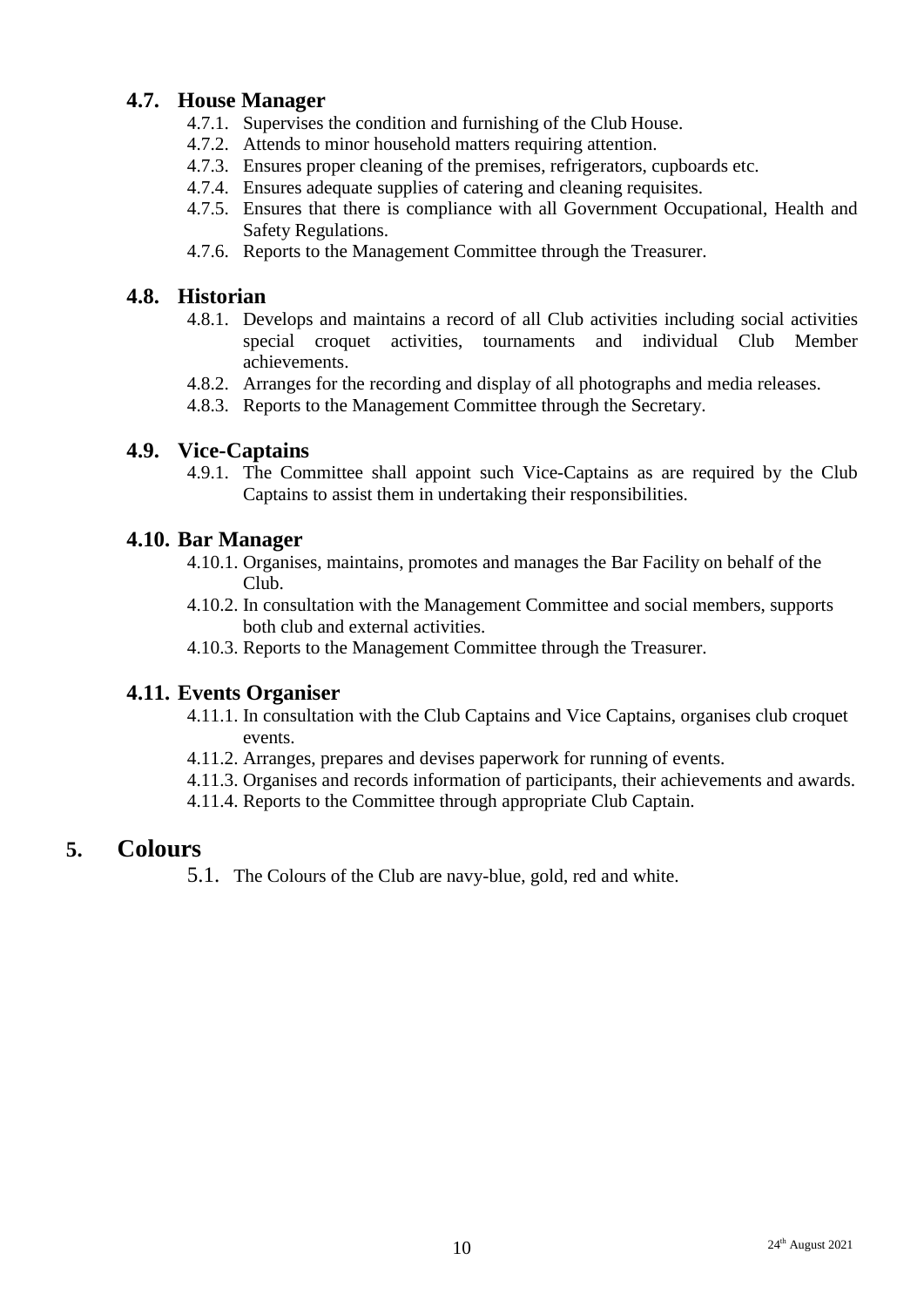### 4.7. House Manager

- 4.7.1. Supervises the condition and furnishing of the Club House.
- 4.7.2. Attends to minor household matters requiring attention.
- 4.7.3. Ensures proper cleaning of the premises, refrigerators, cupboards etc.
- 4.7.4. Ensures adequate supplies of catering and cleaning requisites.
- 4.7.5. Ensures that there is compliance with all Government Occupational, Health and Safety Regulations.
- 4.7.6. Reports to the Management Committee through the Treasurer.

### 4.8. Historian

- 4.8.1. Develops and maintains a record of all Club activities including social activities special croquet activities, tournaments and individual Club Member achievements.
- 4.8.2. Arranges for the recording and display of all photographs and media releases.
- 4.8.3. Reports to the Management Committee through the Secretary.

### 4.9. Vice-Captains

- 4.9.1. The Committee shall appoint such Vice-Captains as are required by the Club Captains to assist them in undertaking their responsibilities.

### 4.10. Bar Manager

- 4.10.1. Organises, maintains, promotes and manages the Bar Facility on behalf of the Club.
- 4.10.2. In consultation with the Management Committee and social members, supports both club and external activities.
- 4.10.3. Reports to the Management Committee through the Treasurer.

### 4.11. Events Organiser

- 4.11.1. In consultation with the Club Captains and Vice Captains, organises club croquet events.
- 4.11.2. Arranges, prepares and devises paperwork for running of events.
- 4.11.3. Organises and records information of participants, their achievements and awards.
- 4.11.4. Reports to the Committee through appropriate Club Captain.

## 5. Colours

- 5.1. The Colours of the Club are navy-blue, gold, red and white.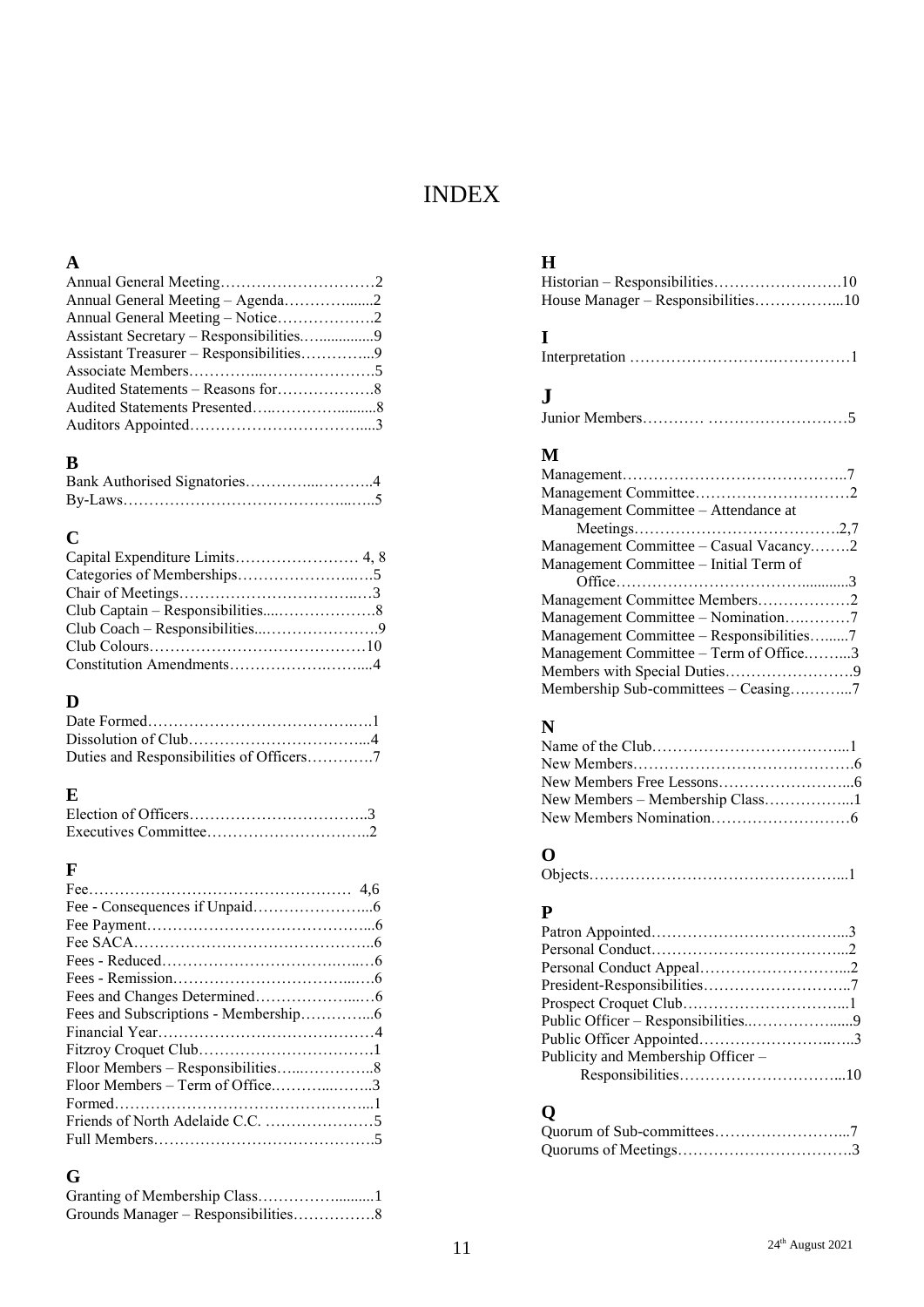# INDEX

## A

Annual General Meeting…………………………2
Annual General Meeting – Agenda……………......2
Annual General Meeting – Notice……………….2
Assistant Secretary – Responsibilities…..............9
Assistant Treasurer – Responsibilities…………..9
Associate Members…………...………………….5
Audited Statements – Reasons for……………….8
Audited Statements Presented…..………….........8
Auditors Appointed……………………………....3

## B

Bank Authorised Signatories…………...………..4
By-Laws……………………………………...…..5

## C

Capital Expenditure Limits…………………… 4, 8
Categories of Memberships……………………..…5
Chair of Meetings……………………………..…3
Club Captain – Responsibilities...……………….8
Club Coach – Responsibilities...………………….9
Club Colours……………………………………10
Constitution Amendments…………….……....4

## D

Date Formed……………………………….……1
Dissolution of Club……………………………...4
Duties and Responsibilities of Officers…………7

## E

Election of Officers……………………………..3
Executives Committee…………………………..2

## F

Fee…………………………………………… 4,6
Fee - Consequences if Unpaid…………………...6
Fee Payment……………………………………...6
Fee SACA………………………………………..6
Fees - Reduced………………………………..…6
Fees - Remission…………………………….…6
Fees and Changes Determined……………….…6
Fees and Subscriptions - Membership…………...6
Financial Year……………………………………4
Fitzroy Croquet Club……………………………1
Floor Members – Responsibilities…..…………..8
Floor Members – Term of Office.………...……..3
Formed…………………………………………...1
Friends of North Adelaide C.C. …………………5
Full Members…………………………………….5

## G

Granting of Membership Class…………….........1
Grounds Manager – Responsibilities…………….8

## H

Historian – Responsibilities…………………….10
House Manager – Responsibilities……………...10

## I

Interpretation ………………………….……………1

## J

Junior Members………… ………………………5

## M

Management……………………………………..7
Management Committee…………………………2
Management Committee – Attendance at
Meetings………………………………….2,7
Management Committee – Casual Vacancy……..2
Management Committee – Initial Term of
Office……………………………….............3
Management Committee Members………………2
Management Committee – Nomination…….……7
Management Committee – Responsibilities…......7
Management Committee – Term of Office.……...3
Members with Special Duties……………………9
Membership Sub-committees – Ceasing…..……..7

## N

Name of the Club………………………………...1
New Members…………………………………….6
New Members Free Lessons……………………...6
New Members – Membership Class……………...1
New Members Nomination………………………6

## O

Objects…………………………………………...1

## P

Patron Appointed………………………………...3
Personal Conduct………………………………...2
Personal Conduct Appeal………………………...2
President-Responsibilities………………………..7
Prospect Croquet Club…………………………...1
Public Officer – Responsibilities..…………….......9
Public Officer Appointed……………………..…..3
Publicity and Membership Officer –
Responsibilities…………………………...10

## Q

Quorum of Sub-committees……………………...7
Quorums of Meetings…………………………….3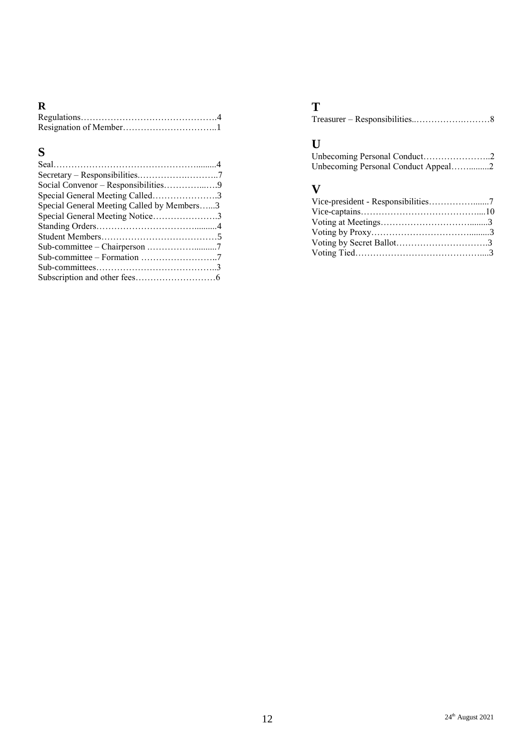## R

Regulations……………………………………….4
Resignation of Member…………………………..1

## S

Seal…………………………………………........4
Secretary – Responsibilities.…………….………..7
Social Convenor – Responsibilities…………...….9
Special General Meeting Called………………….3
Special General Meeting Called by Members…...3
Special General Meeting Notice………………….3
Standing Orders……………………………..........4
Student Members…………………………………5
Sub-committee – Chairperson ……………..........7
Sub-committee – Formation ……………………..7
Sub-committees…………………………………..3
Subscription and other fees………………………6

## T

Treasurer – Responsibilities..………………….………8

## U

Unbecoming Personal Conduct…………………..2
Unbecoming Personal Conduct Appeal……........2

## V

Vice-president - Responsibilities……………......7
Vice-captains…………………………………....10
Voting at Meetings…………………………........3
Voting by Proxy………………………………........3
Voting by Secret Ballot………………………….3
Voting Tied……………………………………....3

24th August 2021